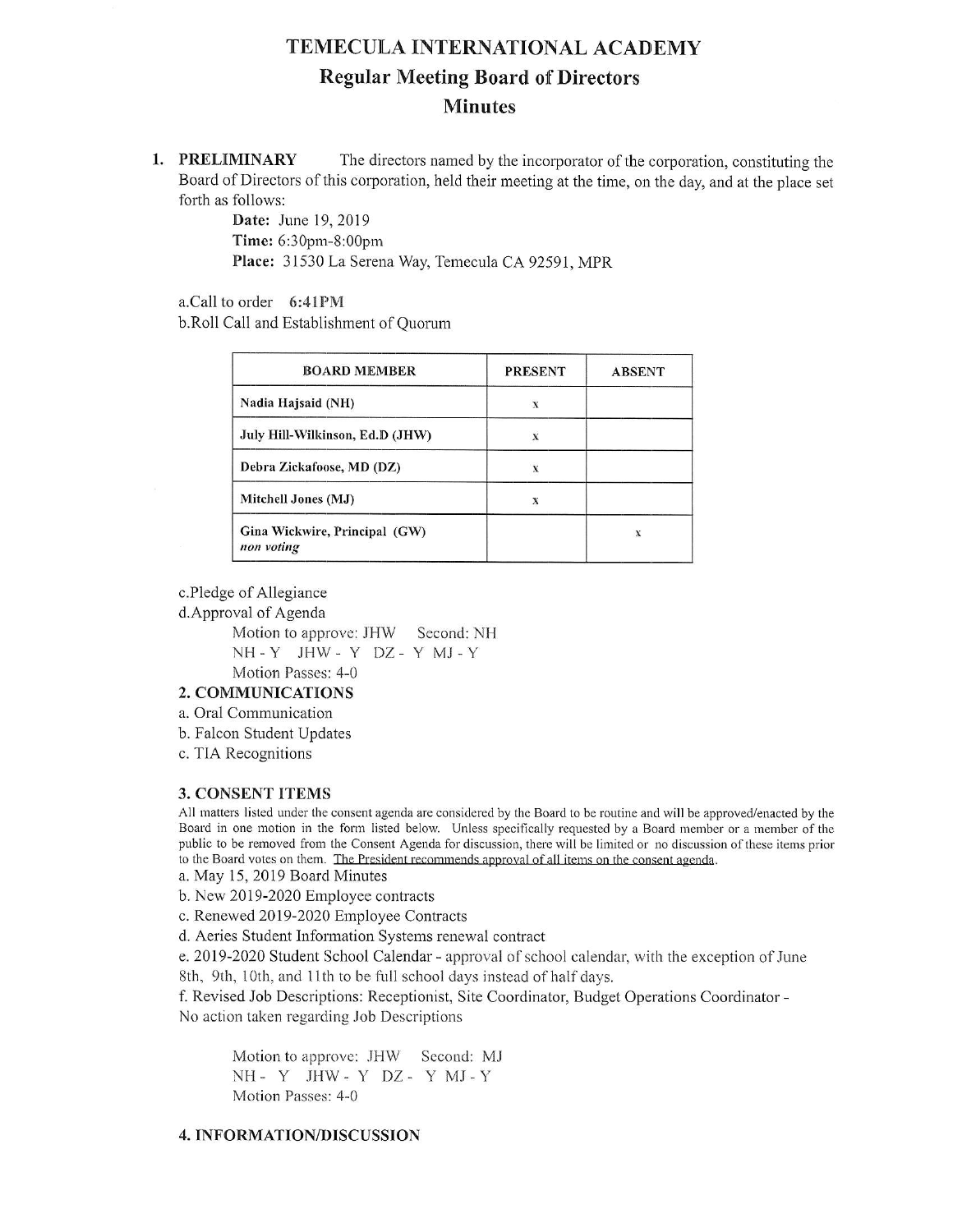# TEMECULA INTERNATIONAL ACADEMY

## Regular Meeting Board of Directors

## Minutes

**1. PRELIMINARY** The directors named by the incorporator of the corporation, constituting the Board of Directors of this corporation, held their meeting at the time, on the day, and at the place set forth as follows:

**Date:** June 19, 2019
**Time:** 6:30pm-8:00pm
**Place:** 31530 La Serena Way, Temecula CA 92591, MPR

a.Call to order **6:41PM**
b.Roll Call and Establishment of Quorum

| BOARD MEMBER | PRESENT | ABSENT |
|---|---|---|
| Nadia Hajsaid (NH) | x | |
| July Hill-Wilkinson, Ed.D (JHW) | x | |
| Debra Zickafoose, MD (DZ) | x | |
| Mitchell Jones (MJ) | x | |
| Gina Wickwire, Principal (GW) *non voting* | | x |

c.Pledge of Allegiance
d.Approval of Agenda

Motion to approve: JHW Second: NH
NH - Y JHW - Y DZ - Y MJ - Y
Motion Passes: 4-0

### 2. COMMUNICATIONS

a. Oral Communication
b. Falcon Student Updates
c. TIA Recognitions

### 3. CONSENT ITEMS

All matters listed under the consent agenda are considered by the Board to be routine and will be approved/enacted by the Board in one motion in the form listed below. Unless specifically requested by a Board member or a member of the public to be removed from the Consent Agenda for discussion, there will be limited or no discussion of these items prior to the Board votes on them. The President recommends approval of all items on the consent agenda.

a. May 15, 2019 Board Minutes
b. New 2019-2020 Employee contracts
c. Renewed 2019-2020 Employee Contracts
d. Aeries Student Information Systems renewal contract
e. 2019-2020 Student School Calendar - approval of school calendar, with the exception of June 8th, 9th, 10th, and 11th to be full school days instead of half days.
f. Revised Job Descriptions: Receptionist, Site Coordinator, Budget Operations Coordinator - No action taken regarding Job Descriptions

Motion to approve: JHW Second: MJ
NH - Y JHW - Y DZ - Y MJ - Y
Motion Passes: 4-0

### 4. INFORMATION/DISCUSSION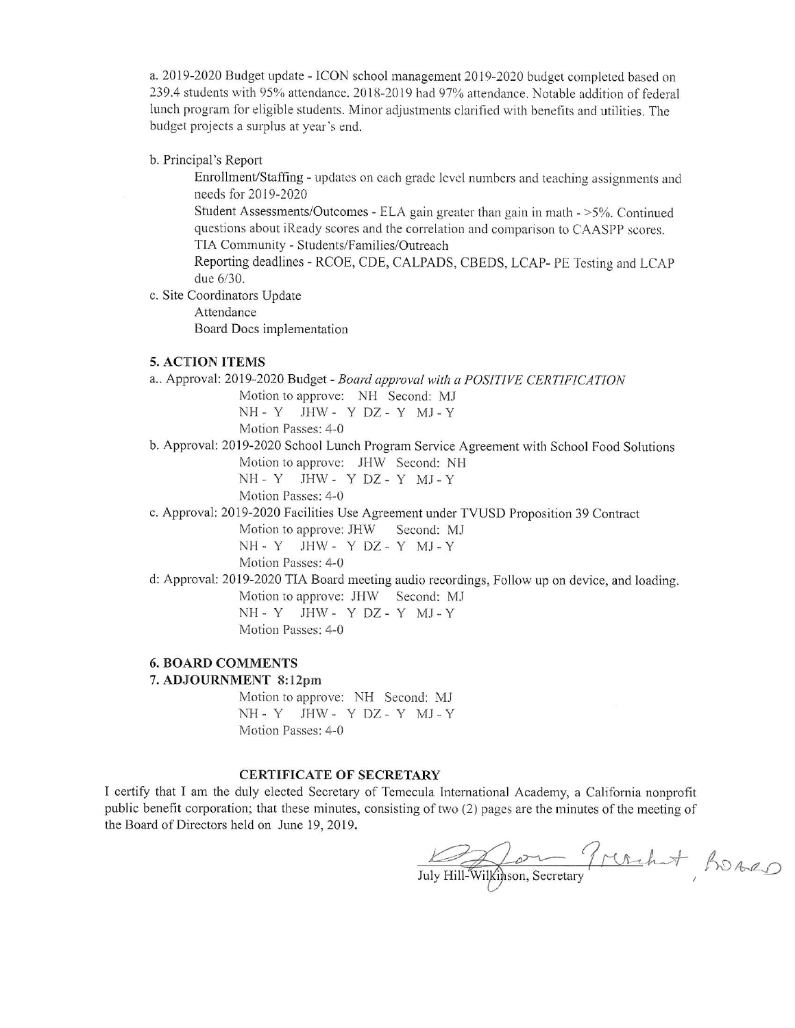a. 2019-2020 Budget update - ICON school management 2019-2020 budget completed based on 239.4 students with 95% attendance. 2018-2019 had 97% attendance. Notable addition of federal lunch program for eligible students. Minor adjustments clarified with benefits and utilities. The budget projects a surplus at year's end.

b. Principal's Report

Enrollment/Staffing - updates on each grade level numbers and teaching assignments and needs for 2019-2020

Student Assessments/Outcomes - ELA gain greater than gain in math - >5%. Continued questions about iReady scores and the correlation and comparison to CAASPP scores.

TIA Community - Students/Families/Outreach

Reporting deadlines - RCOE, CDE, CALPADS, CBEDS, LCAP- PE Testing and LCAP due 6/30.

c. Site Coordinators Update

Attendance

Board Docs implementation

**5. ACTION ITEMS**

a.. Approval: 2019-2020 Budget - *Board approval with a POSITIVE CERTIFICATION*

Motion to approve: NH Second: MJ

NH - Y JHW - Y DZ - Y MJ - Y

Motion Passes: 4-0

b. Approval: 2019-2020 School Lunch Program Service Agreement with School Food Solutions

Motion to approve: JHW Second: NH

NH - Y JHW - Y DZ - Y MJ - Y

Motion Passes: 4-0

c. Approval: 2019-2020 Facilities Use Agreement under TVUSD Proposition 39 Contract

Motion to approve: JHW Second: MJ

NH - Y JHW - Y DZ - Y MJ - Y

Motion Passes: 4-0

d: Approval: 2019-2020 TIA Board meeting audio recordings, Follow up on device, and loading.

Motion to approve: JHW Second: MJ

NH - Y JHW - Y DZ - Y MJ - Y

Motion Passes: 4-0

**6. BOARD COMMENTS**

**7. ADJOURNMENT 8:12pm**

Motion to approve: NH Second: MJ

NH - Y JHW - Y DZ - Y MJ - Y

Motion Passes: 4-0

**CERTIFICATE OF SECRETARY**

I certify that I am the duly elected Secretary of Temecula International Academy, a California nonprofit public benefit corporation; that these minutes, consisting of two (2) pages are the minutes of the meeting of the Board of Directors held on June 19, 2019.

President, Board

July Hill-Wilkinson, Secretary